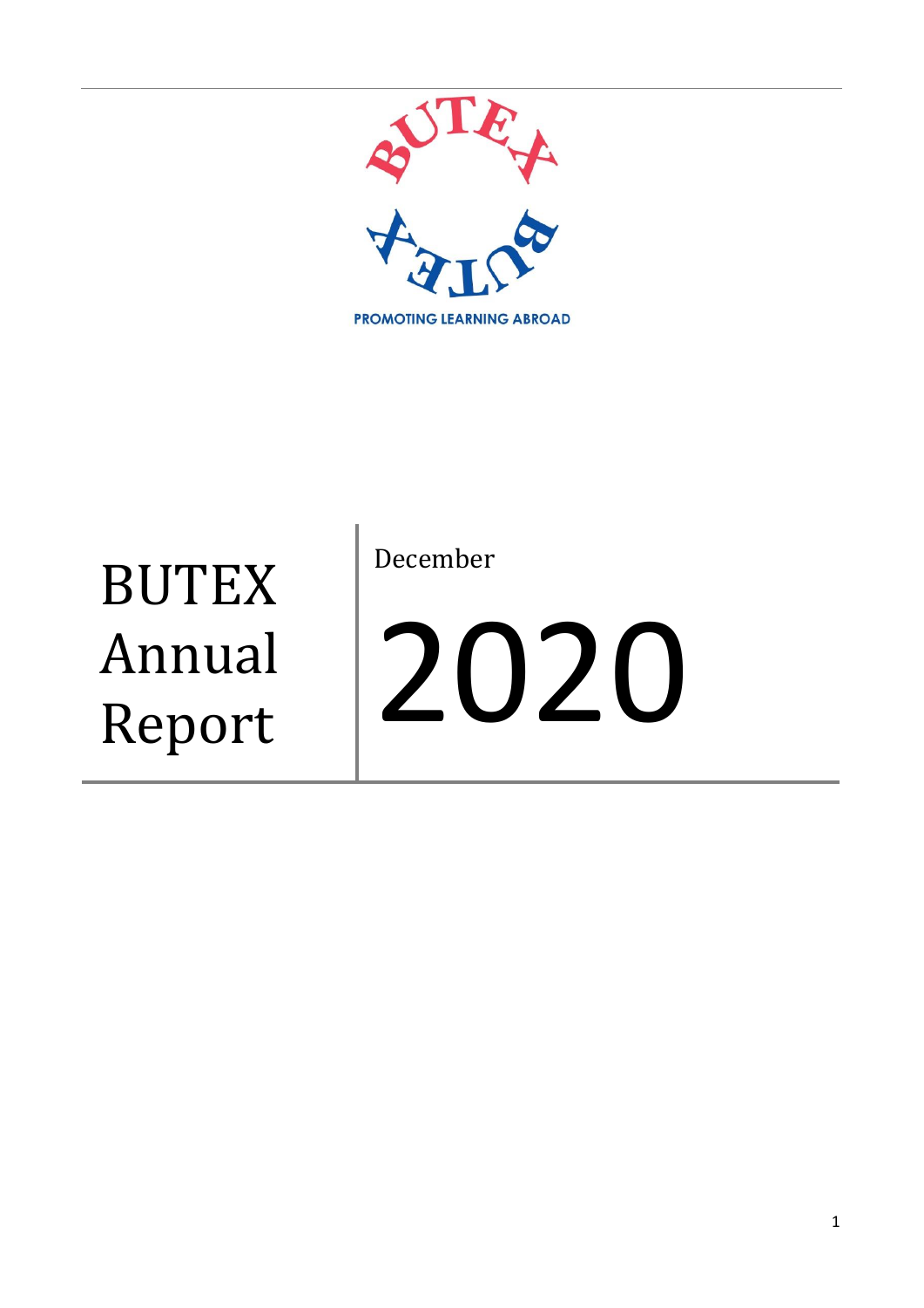BUTEX

PROMOTING LEARNING ABROAD

# BUTEX Annual Report

December

2020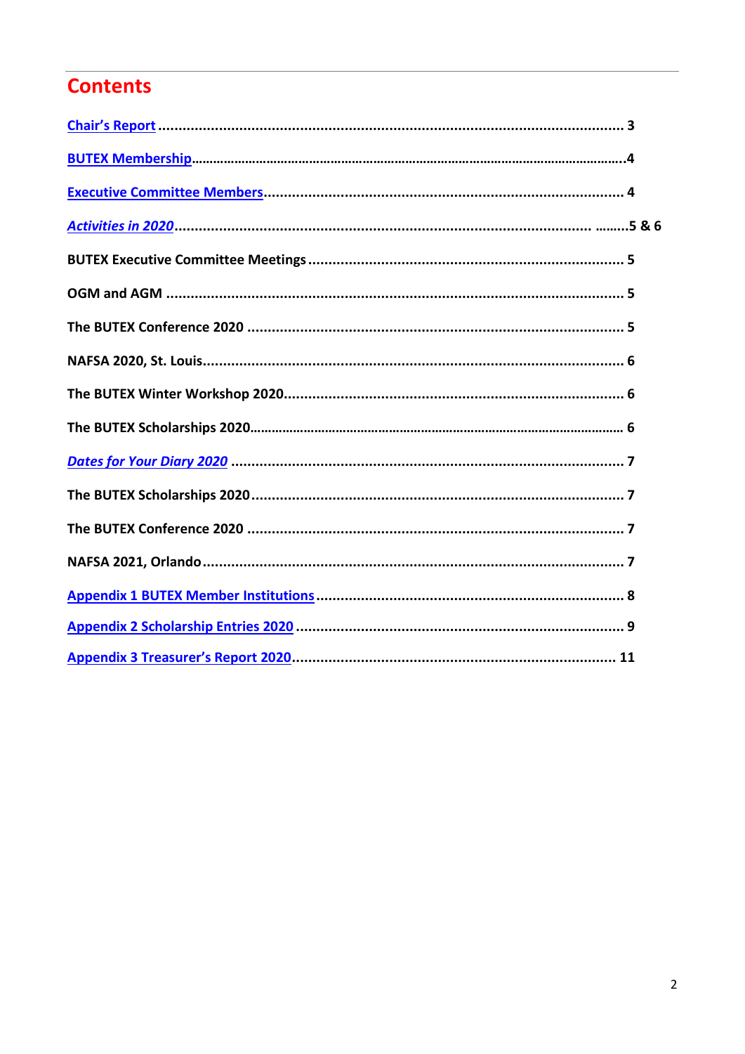## Contents

Chair's Report .......................................................................................................... 3

BUTEX Membership..........................................................................................................4

Executive Committee Members........................................................................................ 4

*Activities in 2020*................................................................................................ .........5 & 6

**BUTEX Executive Committee Meetings** ............................................................................. 5

**OGM and AGM** ................................................................................................................ 5

**The BUTEX Conference 2020** ............................................................................................ 5

**NAFSA 2020, St. Louis**....................................................................................................... 6

**The BUTEX Winter Workshop 2020**.................................................................................. 6

**The BUTEX Scholarships 2020**........................................................................................... 6

*Dates for Your Diary 2020* ................................................................................................ 7

**The BUTEX Scholarships 2020**........................................................................................... 7

**The BUTEX Conference 2020** ............................................................................................ 7

**NAFSA 2021, Orlando**...................................................................................................... 7

Appendix 1 BUTEX Member Institutions............................................................................ 8

Appendix 2 Scholarship Entries 2020 ................................................................................ 9

Appendix 3 Treasurer's Report 2020............................................................................... 11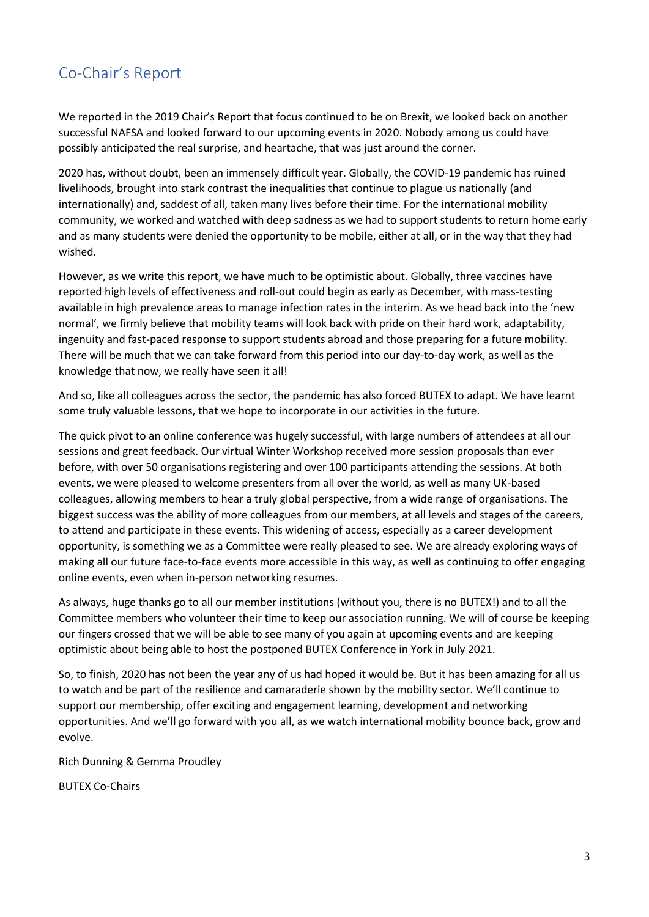## Co-Chair's Report

We reported in the 2019 Chair's Report that focus continued to be on Brexit, we looked back on another successful NAFSA and looked forward to our upcoming events in 2020. Nobody among us could have possibly anticipated the real surprise, and heartache, that was just around the corner.

2020 has, without doubt, been an immensely difficult year. Globally, the COVID-19 pandemic has ruined livelihoods, brought into stark contrast the inequalities that continue to plague us nationally (and internationally) and, saddest of all, taken many lives before their time. For the international mobility community, we worked and watched with deep sadness as we had to support students to return home early and as many students were denied the opportunity to be mobile, either at all, or in the way that they had wished.

However, as we write this report, we have much to be optimistic about. Globally, three vaccines have reported high levels of effectiveness and roll-out could begin as early as December, with mass-testing available in high prevalence areas to manage infection rates in the interim. As we head back into the 'new normal', we firmly believe that mobility teams will look back with pride on their hard work, adaptability, ingenuity and fast-paced response to support students abroad and those preparing for a future mobility. There will be much that we can take forward from this period into our day-to-day work, as well as the knowledge that now, we really have seen it all!

And so, like all colleagues across the sector, the pandemic has also forced BUTEX to adapt. We have learnt some truly valuable lessons, that we hope to incorporate in our activities in the future.

The quick pivot to an online conference was hugely successful, with large numbers of attendees at all our sessions and great feedback. Our virtual Winter Workshop received more session proposals than ever before, with over 50 organisations registering and over 100 participants attending the sessions. At both events, we were pleased to welcome presenters from all over the world, as well as many UK-based colleagues, allowing members to hear a truly global perspective, from a wide range of organisations. The biggest success was the ability of more colleagues from our members, at all levels and stages of the careers, to attend and participate in these events. This widening of access, especially as a career development opportunity, is something we as a Committee were really pleased to see. We are already exploring ways of making all our future face-to-face events more accessible in this way, as well as continuing to offer engaging online events, even when in-person networking resumes.

As always, huge thanks go to all our member institutions (without you, there is no BUTEX!) and to all the Committee members who volunteer their time to keep our association running. We will of course be keeping our fingers crossed that we will be able to see many of you again at upcoming events and are keeping optimistic about being able to host the postponed BUTEX Conference in York in July 2021.

So, to finish, 2020 has not been the year any of us had hoped it would be. But it has been amazing for all us to watch and be part of the resilience and camaraderie shown by the mobility sector. We'll continue to support our membership, offer exciting and engagement learning, development and networking opportunities. And we'll go forward with you all, as we watch international mobility bounce back, grow and evolve.

Rich Dunning & Gemma Proudley

BUTEX Co-Chairs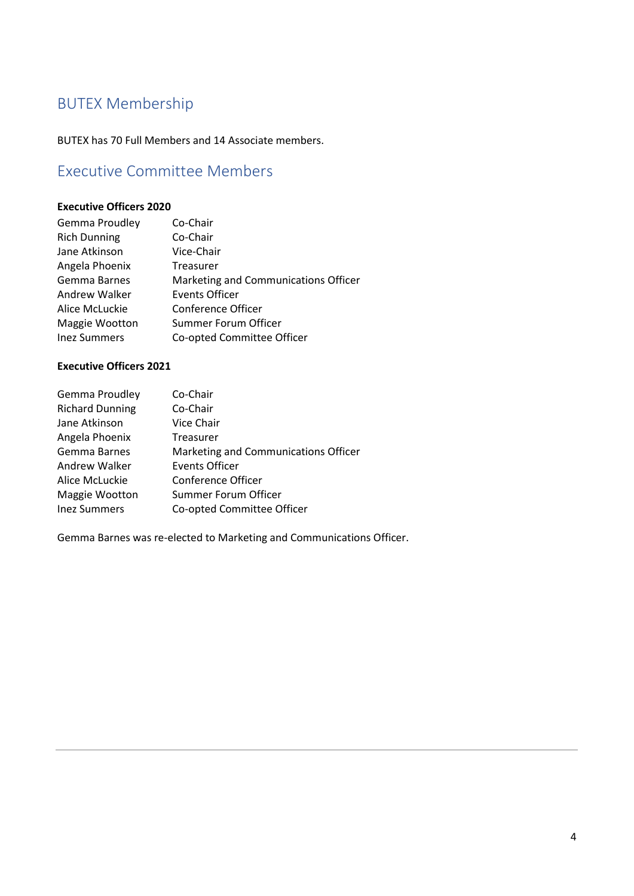## BUTEX Membership

BUTEX has 70 Full Members and 14 Associate members.

## Executive Committee Members

**Executive Officers 2020**

| | |
|---|---|
| Gemma Proudley | Co-Chair |
| Rich Dunning | Co-Chair |
| Jane Atkinson | Vice-Chair |
| Angela Phoenix | Treasurer |
| Gemma Barnes | Marketing and Communications Officer |
| Andrew Walker | Events Officer |
| Alice McLuckie | Conference Officer |
| Maggie Wootton | Summer Forum Officer |
| Inez Summers | Co-opted Committee Officer |

**Executive Officers 2021**

| | |
|---|---|
| Gemma Proudley | Co-Chair |
| Richard Dunning | Co-Chair |
| Jane Atkinson | Vice Chair |
| Angela Phoenix | Treasurer |
| Gemma Barnes | Marketing and Communications Officer |
| Andrew Walker | Events Officer |
| Alice McLuckie | Conference Officer |
| Maggie Wootton | Summer Forum Officer |
| Inez Summers | Co-opted Committee Officer |

Gemma Barnes was re-elected to Marketing and Communications Officer.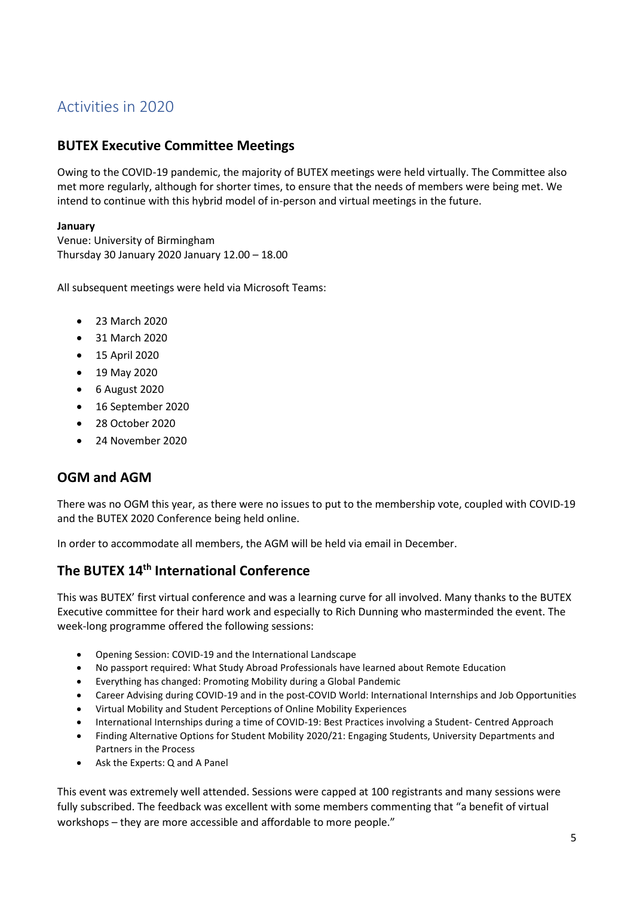# Activities in 2020

## BUTEX Executive Committee Meetings

Owing to the COVID-19 pandemic, the majority of BUTEX meetings were held virtually. The Committee also met more regularly, although for shorter times, to ensure that the needs of members were being met. We intend to continue with this hybrid model of in-person and virtual meetings in the future.

**January**
Venue: University of Birmingham
Thursday 30 January 2020 January 12.00 – 18.00

All subsequent meetings were held via Microsoft Teams:

- 23 March 2020
- 31 March 2020
- 15 April 2020
- 19 May 2020
- 6 August 2020
- 16 September 2020
- 28 October 2020
- 24 November 2020

## OGM and AGM

There was no OGM this year, as there were no issues to put to the membership vote, coupled with COVID-19 and the BUTEX 2020 Conference being held online.

In order to accommodate all members, the AGM will be held via email in December.

## The BUTEX 14th International Conference

This was BUTEX' first virtual conference and was a learning curve for all involved. Many thanks to the BUTEX Executive committee for their hard work and especially to Rich Dunning who masterminded the event. The week-long programme offered the following sessions:

- Opening Session: COVID-19 and the International Landscape
- No passport required: What Study Abroad Professionals have learned about Remote Education
- Everything has changed: Promoting Mobility during a Global Pandemic
- Career Advising during COVID-19 and in the post-COVID World: International Internships and Job Opportunities
- Virtual Mobility and Student Perceptions of Online Mobility Experiences
- International Internships during a time of COVID-19: Best Practices involving a Student- Centred Approach
- Finding Alternative Options for Student Mobility 2020/21: Engaging Students, University Departments and Partners in the Process
- Ask the Experts: Q and A Panel

This event was extremely well attended. Sessions were capped at 100 registrants and many sessions were fully subscribed. The feedback was excellent with some members commenting that "a benefit of virtual workshops – they are more accessible and affordable to more people."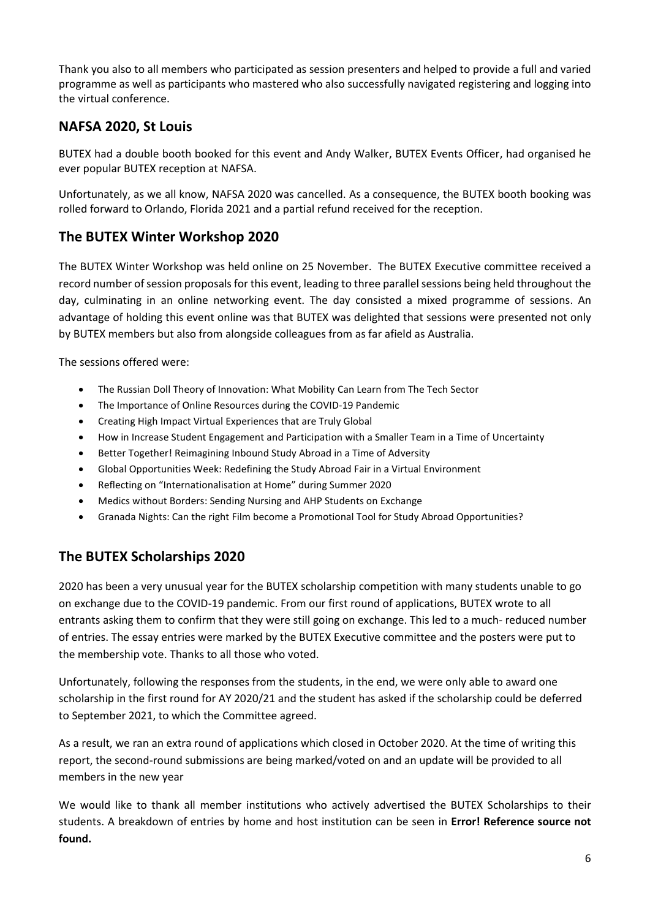Thank you also to all members who participated as session presenters and helped to provide a full and varied programme as well as participants who mastered who also successfully navigated registering and logging into the virtual conference.

## NAFSA 2020, St Louis

BUTEX had a double booth booked for this event and Andy Walker, BUTEX Events Officer, had organised he ever popular BUTEX reception at NAFSA.

Unfortunately, as we all know, NAFSA 2020 was cancelled. As a consequence, the BUTEX booth booking was rolled forward to Orlando, Florida 2021 and a partial refund received for the reception.

## The BUTEX Winter Workshop 2020

The BUTEX Winter Workshop was held online on 25 November. The BUTEX Executive committee received a record number of session proposals for this event, leading to three parallel sessions being held throughout the day, culminating in an online networking event. The day consisted a mixed programme of sessions. An advantage of holding this event online was that BUTEX was delighted that sessions were presented not only by BUTEX members but also from alongside colleagues from as far afield as Australia.

The sessions offered were:

- The Russian Doll Theory of Innovation: What Mobility Can Learn from The Tech Sector
- The Importance of Online Resources during the COVID-19 Pandemic
- Creating High Impact Virtual Experiences that are Truly Global
- How in Increase Student Engagement and Participation with a Smaller Team in a Time of Uncertainty
- Better Together! Reimagining Inbound Study Abroad in a Time of Adversity
- Global Opportunities Week: Redefining the Study Abroad Fair in a Virtual Environment
- Reflecting on "Internationalisation at Home" during Summer 2020
- Medics without Borders: Sending Nursing and AHP Students on Exchange
- Granada Nights: Can the right Film become a Promotional Tool for Study Abroad Opportunities?

## The BUTEX Scholarships 2020

2020 has been a very unusual year for the BUTEX scholarship competition with many students unable to go on exchange due to the COVID-19 pandemic. From our first round of applications, BUTEX wrote to all entrants asking them to confirm that they were still going on exchange. This led to a much- reduced number of entries. The essay entries were marked by the BUTEX Executive committee and the posters were put to the membership vote. Thanks to all those who voted.

Unfortunately, following the responses from the students, in the end, we were only able to award one scholarship in the first round for AY 2020/21 and the student has asked if the scholarship could be deferred to September 2021, to which the Committee agreed.

As a result, we ran an extra round of applications which closed in October 2020. At the time of writing this report, the second-round submissions are being marked/voted on and an update will be provided to all members in the new year

We would like to thank all member institutions who actively advertised the BUTEX Scholarships to their students. A breakdown of entries by home and host institution can be seen in **Error! Reference source not found.**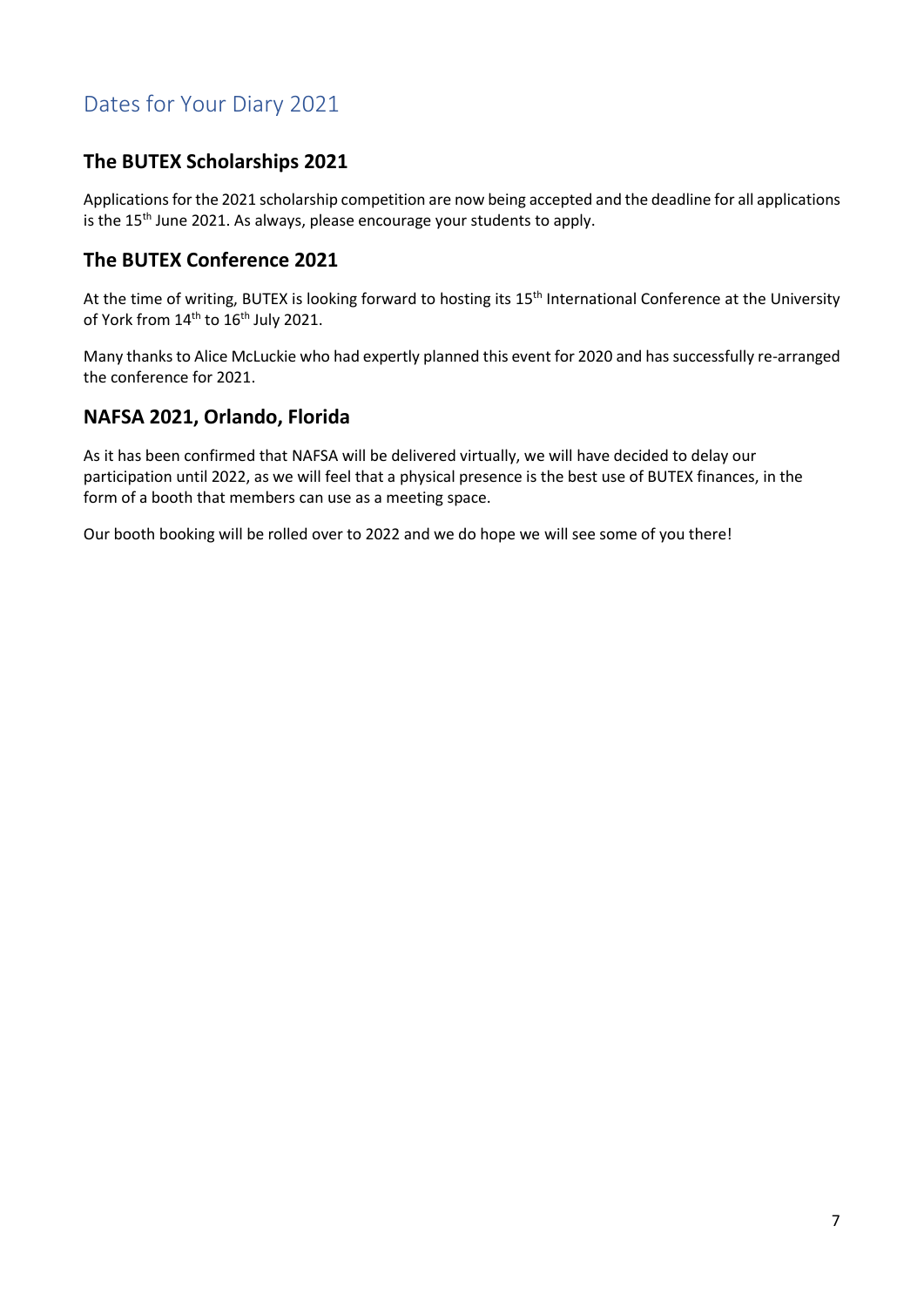# Dates for Your Diary 2021

## The BUTEX Scholarships 2021

Applications for the 2021 scholarship competition are now being accepted and the deadline for all applications is the 15th June 2021. As always, please encourage your students to apply.

## The BUTEX Conference 2021

At the time of writing, BUTEX is looking forward to hosting its 15th International Conference at the University of York from 14th to 16th July 2021.

Many thanks to Alice McLuckie who had expertly planned this event for 2020 and has successfully re-arranged the conference for 2021.

## NAFSA 2021, Orlando, Florida

As it has been confirmed that NAFSA will be delivered virtually, we will have decided to delay our participation until 2022, as we will feel that a physical presence is the best use of BUTEX finances, in the form of a booth that members can use as a meeting space.

Our booth booking will be rolled over to 2022 and we do hope we will see some of you there!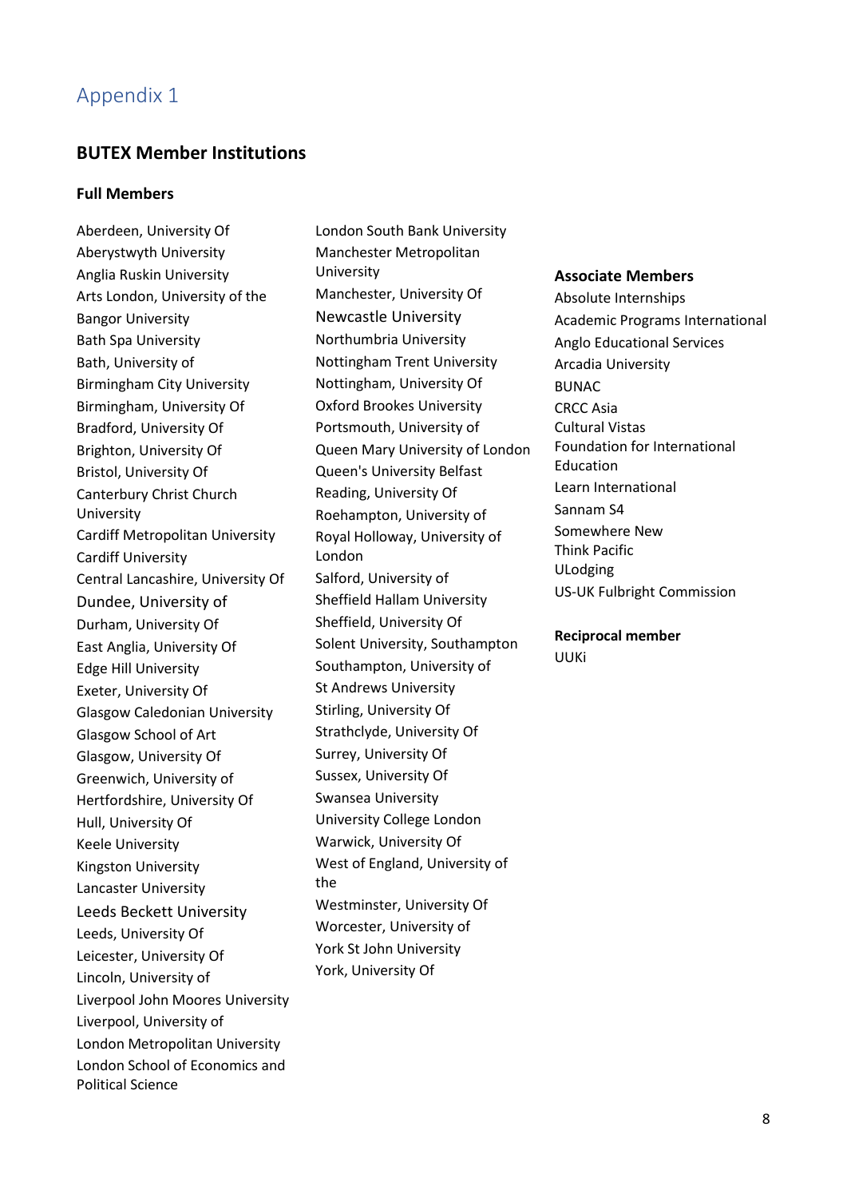# Appendix 1

## BUTEX Member Institutions

### Full Members

Aberdeen, University Of
Aberystwyth University
Anglia Ruskin University
Arts London, University of the
Bangor University
Bath Spa University
Bath, University of
Birmingham City University
Birmingham, University Of
Bradford, University Of
Brighton, University Of
Bristol, University Of
Canterbury Christ Church University
Cardiff Metropolitan University
Cardiff University
Central Lancashire, University Of
Dundee, University of
Durham, University Of
East Anglia, University Of
Edge Hill University
Exeter, University Of
Glasgow Caledonian University
Glasgow School of Art
Glasgow, University Of
Greenwich, University of
Hertfordshire, University Of
Hull, University Of
Keele University
Kingston University
Lancaster University
Leeds Beckett University
Leeds, University Of
Leicester, University Of
Lincoln, University of
Liverpool John Moores University
Liverpool, University of
London Metropolitan University
London School of Economics and Political Science
London South Bank University
Manchester Metropolitan University
Manchester, University Of
Newcastle University
Northumbria University
Nottingham Trent University
Nottingham, University Of
Oxford Brookes University
Portsmouth, University of
Queen Mary University of London
Queen's University Belfast
Reading, University Of
Roehampton, University of
Royal Holloway, University of London
Salford, University of
Sheffield Hallam University
Sheffield, University Of
Solent University, Southampton
Southampton, University of
St Andrews University
Stirling, University Of
Strathclyde, University Of
Surrey, University Of
Sussex, University Of
Swansea University
University College London
Warwick, University Of
West of England, University of the
Westminster, University Of
Worcester, University of
York St John University
York, University Of

### Associate Members

Absolute Internships
Academic Programs International
Anglo Educational Services
Arcadia University
BUNAC
CRCC Asia
Cultural Vistas
Foundation for International Education
Learn International
Sannam S4
Somewhere New
Think Pacific
ULodging
US-UK Fulbright Commission

### Reciprocal member

UUKi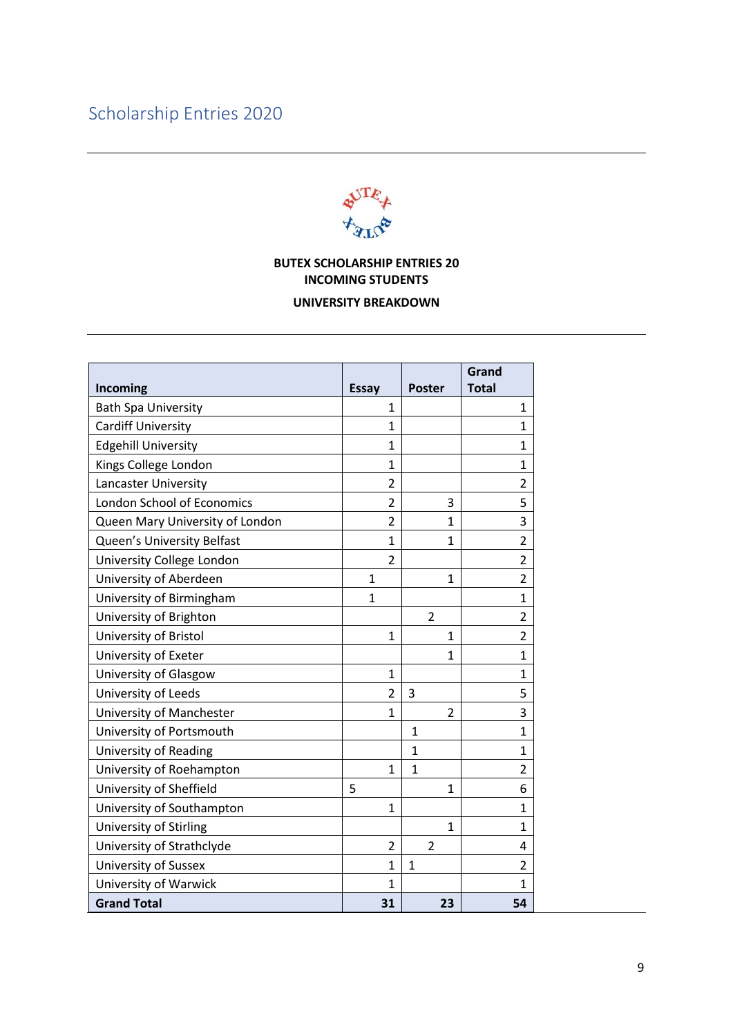## Scholarship Entries 2020

**BUTEX SCHOLARSHIP ENTRIES 20**
**INCOMING STUDENTS**

**UNIVERSITY BREAKDOWN**

| **Incoming** | **Essay** | **Poster** | **Grand Total** |
|---|---|---|---|
| Bath Spa University | 1 | | 1 |
| Cardiff University | 1 | | 1 |
| Edgehill University | 1 | | 1 |
| Kings College London | 1 | | 1 |
| Lancaster University | 2 | | 2 |
| London School of Economics | 2 | 3 | 5 |
| Queen Mary University of London | 2 | 1 | 3 |
| Queen's University Belfast | 1 | 1 | 2 |
| University College London | 2 | | 2 |
| University of Aberdeen | 1 | 1 | 2 |
| University of Birmingham | 1 | | 1 |
| University of Brighton | | 2 | 2 |
| University of Bristol | 1 | 1 | 2 |
| University of Exeter | | 1 | 1 |
| University of Glasgow | 1 | | 1 |
| University of Leeds | 2 | 3 | 5 |
| University of Manchester | 1 | 2 | 3 |
| University of Portsmouth | | 1 | 1 |
| University of Reading | | 1 | 1 |
| University of Roehampton | 1 | 1 | 2 |
| University of Sheffield | 5 | 1 | 6 |
| University of Southampton | 1 | | 1 |
| University of Stirling | | 1 | 1 |
| University of Strathclyde | 2 | 2 | 4 |
| University of Sussex | 1 | 1 | 2 |
| University of Warwick | 1 | | 1 |
| **Grand Total** | **31** | **23** | **54** |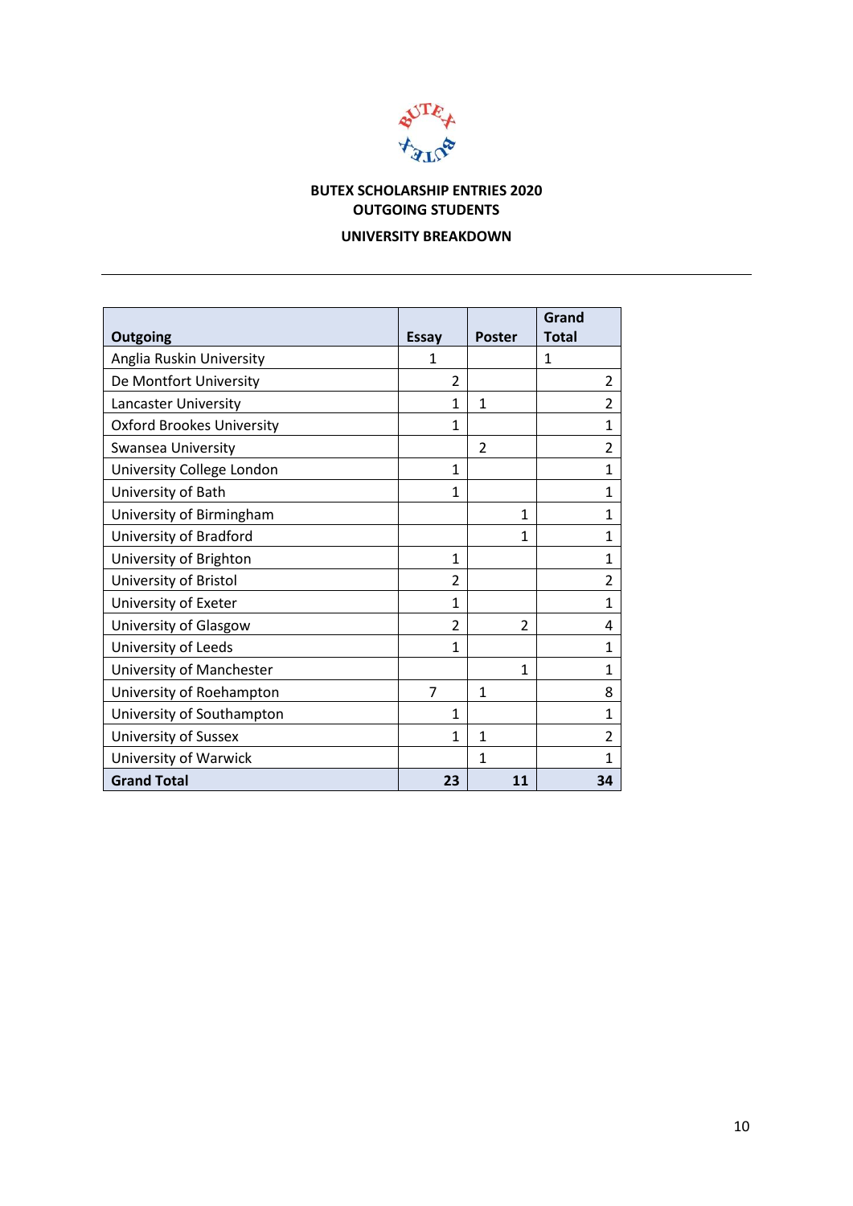**BUTEX SCHOLARSHIP ENTRIES 2020**
**OUTGOING STUDENTS**

**UNIVERSITY BREAKDOWN**

| Outgoing | Essay | Poster | Grand Total |
|---|---|---|---|
| Anglia Ruskin University | 1 | | 1 |
| De Montfort University | 2 | | 2 |
| Lancaster University | 1 | 1 | 2 |
| Oxford Brookes University | 1 | | 1 |
| Swansea University | | 2 | 2 |
| University College London | 1 | | 1 |
| University of Bath | 1 | | 1 |
| University of Birmingham | | 1 | 1 |
| University of Bradford | | 1 | 1 |
| University of Brighton | 1 | | 1 |
| University of Bristol | 2 | | 2 |
| University of Exeter | 1 | | 1 |
| University of Glasgow | 2 | 2 | 4 |
| University of Leeds | 1 | | 1 |
| University of Manchester | | 1 | 1 |
| University of Roehampton | 7 | 1 | 8 |
| University of Southampton | 1 | | 1 |
| University of Sussex | 1 | 1 | 2 |
| University of Warwick | | 1 | 1 |
| **Grand Total** | **23** | **11** | **34** |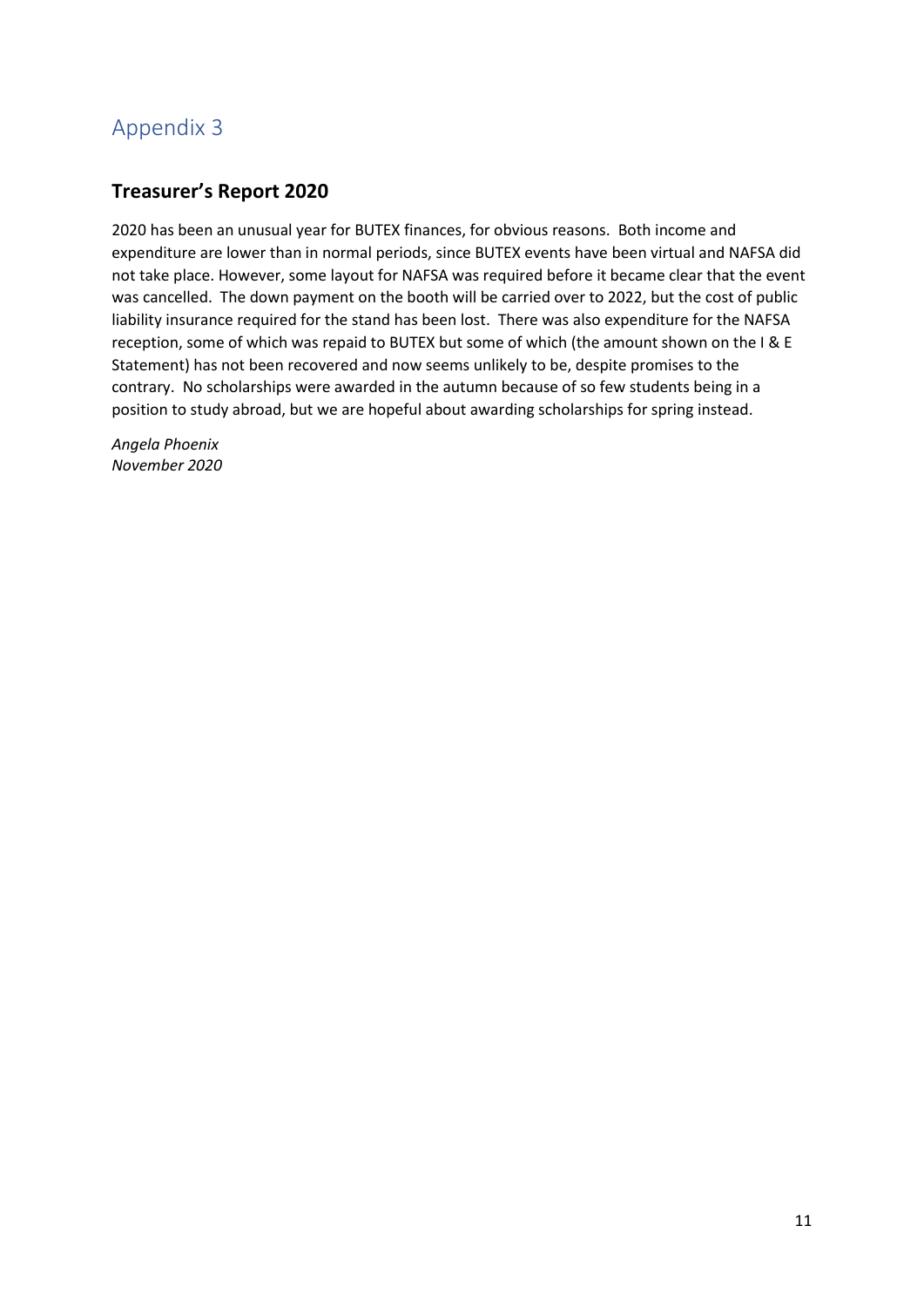# Appendix 3

## Treasurer's Report 2020

2020 has been an unusual year for BUTEX finances, for obvious reasons. Both income and expenditure are lower than in normal periods, since BUTEX events have been virtual and NAFSA did not take place. However, some layout for NAFSA was required before it became clear that the event was cancelled. The down payment on the booth will be carried over to 2022, but the cost of public liability insurance required for the stand has been lost. There was also expenditure for the NAFSA reception, some of which was repaid to BUTEX but some of which (the amount shown on the I & E Statement) has not been recovered and now seems unlikely to be, despite promises to the contrary. No scholarships were awarded in the autumn because of so few students being in a position to study abroad, but we are hopeful about awarding scholarships for spring instead.

*Angela Phoenix*
*November 2020*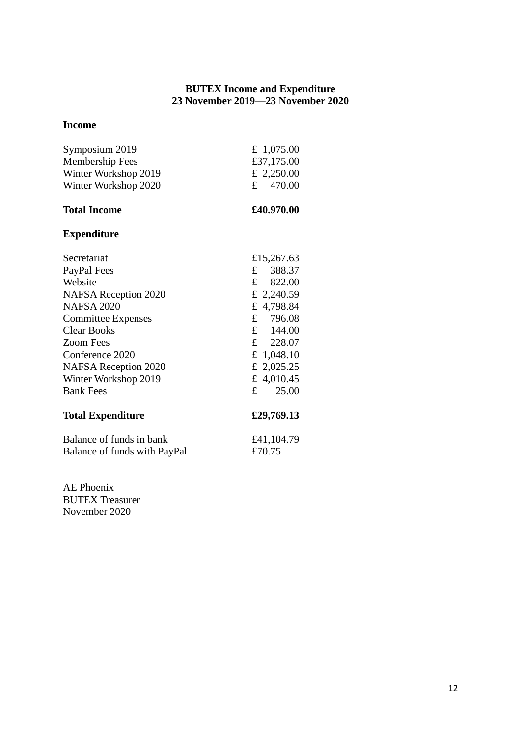**BUTEX Income and Expenditure**
**23 November 2019—23 November 2020**

**Income**

| | |
|---|---|
| Symposium 2019 | £ 1,075.00 |
| Membership Fees | £37,175.00 |
| Winter Workshop 2019 | £ 2,250.00 |
| Winter Workshop 2020 | £ 470.00 |
| **Total Income** | **£40.970.00** |

**Expenditure**

| | |
|---|---|
| Secretariat | £15,267.63 |
| PayPal Fees | £ 388.37 |
| Website | £ 822.00 |
| NAFSA Reception 2020 | £ 2,240.59 |
| NAFSA 2020 | £ 4,798.84 |
| Committee Expenses | £ 796.08 |
| Clear Books | £ 144.00 |
| Zoom Fees | £ 228.07 |
| Conference 2020 | £ 1,048.10 |
| NAFSA Reception 2020 | £ 2,025.25 |
| Winter Workshop 2019 | £ 4,010.45 |
| Bank Fees | £ 25.00 |
| **Total Expenditure** | **£29,769.13** |

| | |
|---|---|
| Balance of funds in bank | £41,104.79 |
| Balance of funds with PayPal | £70.75 |

AE Phoenix
BUTEX Treasurer
November 2020